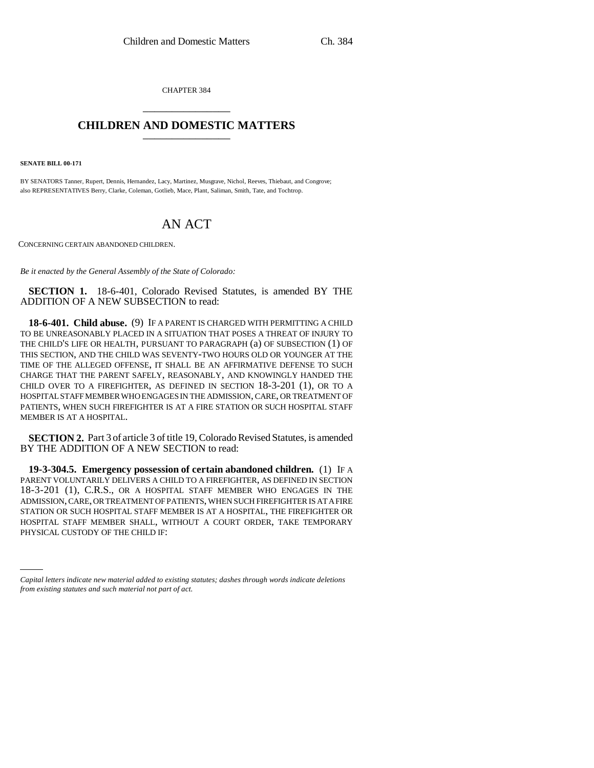CHAPTER 384

# CHILDREN AND DOMESTIC MATTERS

**SENATE BILL 00-171**

BY SENATORS Tanner, Rupert, Dennis, Hernandez, Lacy, Martinez, Musgrave, Nichol, Reeves, Thiebaut, and Congrove;
also REPRESENTATIVES Berry, Clarke, Coleman, Gotlieb, Mace, Plant, Saliman, Smith, Tate, and Tochtrop.

# AN ACT

CONCERNING CERTAIN ABANDONED CHILDREN.

*Be it enacted by the General Assembly of the State of Colorado:*

**SECTION 1.** 18-6-401, Colorado Revised Statutes, is amended BY THE ADDITION OF A NEW SUBSECTION to read:

**18-6-401. Child abuse.** (9) IF A PARENT IS CHARGED WITH PERMITTING A CHILD TO BE UNREASONABLY PLACED IN A SITUATION THAT POSES A THREAT OF INJURY TO THE CHILD'S LIFE OR HEALTH, PURSUANT TO PARAGRAPH (a) OF SUBSECTION (1) OF THIS SECTION, AND THE CHILD WAS SEVENTY-TWO HOURS OLD OR YOUNGER AT THE TIME OF THE ALLEGED OFFENSE, IT SHALL BE AN AFFIRMATIVE DEFENSE TO SUCH CHARGE THAT THE PARENT SAFELY, REASONABLY, AND KNOWINGLY HANDED THE CHILD OVER TO A FIREFIGHTER, AS DEFINED IN SECTION 18-3-201 (1), OR TO A HOSPITAL STAFF MEMBER WHO ENGAGES IN THE ADMISSION, CARE, OR TREATMENT OF PATIENTS, WHEN SUCH FIREFIGHTER IS AT A FIRE STATION OR SUCH HOSPITAL STAFF MEMBER IS AT A HOSPITAL.

**SECTION 2.** Part 3 of article 3 of title 19, Colorado Revised Statutes, is amended BY THE ADDITION OF A NEW SECTION to read:

**19-3-304.5. Emergency possession of certain abandoned children.** (1) IF A PARENT VOLUNTARILY DELIVERS A CHILD TO A FIREFIGHTER, AS DEFINED IN SECTION 18-3-201 (1), C.R.S., OR A HOSPITAL STAFF MEMBER WHO ENGAGES IN THE ADMISSION, CARE, OR TREATMENT OF PATIENTS, WHEN SUCH FIREFIGHTER IS AT A FIRE STATION OR SUCH HOSPITAL STAFF MEMBER IS AT A HOSPITAL, THE FIREFIGHTER OR HOSPITAL STAFF MEMBER SHALL, WITHOUT A COURT ORDER, TAKE TEMPORARY PHYSICAL CUSTODY OF THE CHILD IF:

*Capital letters indicate new material added to existing statutes; dashes through words indicate deletions from existing statutes and such material not part of act.*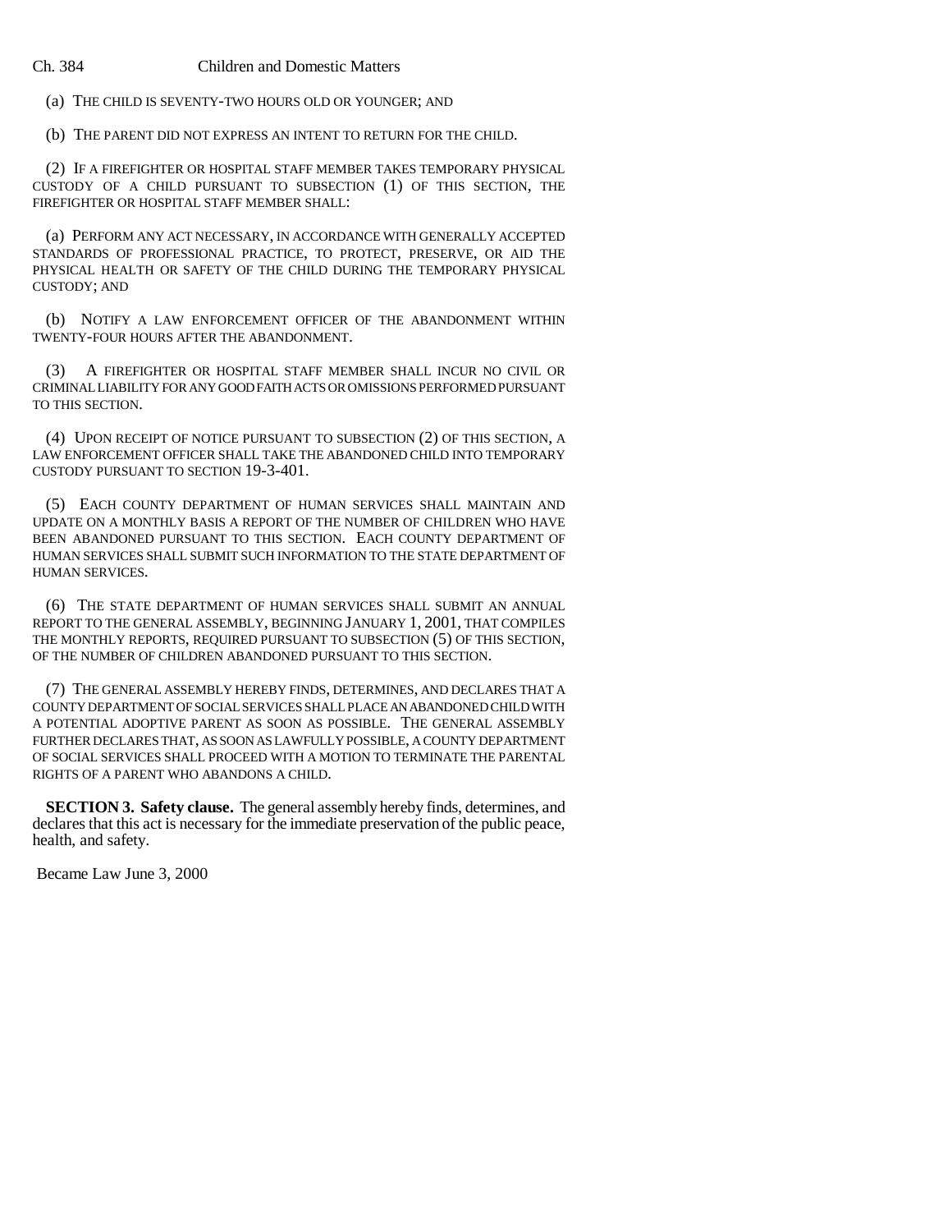(a) THE CHILD IS SEVENTY-TWO HOURS OLD OR YOUNGER; AND

(b) THE PARENT DID NOT EXPRESS AN INTENT TO RETURN FOR THE CHILD.

(2) IF A FIREFIGHTER OR HOSPITAL STAFF MEMBER TAKES TEMPORARY PHYSICAL CUSTODY OF A CHILD PURSUANT TO SUBSECTION (1) OF THIS SECTION, THE FIREFIGHTER OR HOSPITAL STAFF MEMBER SHALL:

(a) PERFORM ANY ACT NECESSARY, IN ACCORDANCE WITH GENERALLY ACCEPTED STANDARDS OF PROFESSIONAL PRACTICE, TO PROTECT, PRESERVE, OR AID THE PHYSICAL HEALTH OR SAFETY OF THE CHILD DURING THE TEMPORARY PHYSICAL CUSTODY; AND

(b) NOTIFY A LAW ENFORCEMENT OFFICER OF THE ABANDONMENT WITHIN TWENTY-FOUR HOURS AFTER THE ABANDONMENT.

(3) A FIREFIGHTER OR HOSPITAL STAFF MEMBER SHALL INCUR NO CIVIL OR CRIMINAL LIABILITY FOR ANY GOOD FAITH ACTS OR OMISSIONS PERFORMED PURSUANT TO THIS SECTION.

(4) UPON RECEIPT OF NOTICE PURSUANT TO SUBSECTION (2) OF THIS SECTION, A LAW ENFORCEMENT OFFICER SHALL TAKE THE ABANDONED CHILD INTO TEMPORARY CUSTODY PURSUANT TO SECTION 19-3-401.

(5) EACH COUNTY DEPARTMENT OF HUMAN SERVICES SHALL MAINTAIN AND UPDATE ON A MONTHLY BASIS A REPORT OF THE NUMBER OF CHILDREN WHO HAVE BEEN ABANDONED PURSUANT TO THIS SECTION. EACH COUNTY DEPARTMENT OF HUMAN SERVICES SHALL SUBMIT SUCH INFORMATION TO THE STATE DEPARTMENT OF HUMAN SERVICES.

(6) THE STATE DEPARTMENT OF HUMAN SERVICES SHALL SUBMIT AN ANNUAL REPORT TO THE GENERAL ASSEMBLY, BEGINNING JANUARY 1, 2001, THAT COMPILES THE MONTHLY REPORTS, REQUIRED PURSUANT TO SUBSECTION (5) OF THIS SECTION, OF THE NUMBER OF CHILDREN ABANDONED PURSUANT TO THIS SECTION.

(7) THE GENERAL ASSEMBLY HEREBY FINDS, DETERMINES, AND DECLARES THAT A COUNTY DEPARTMENT OF SOCIAL SERVICES SHALL PLACE AN ABANDONED CHILD WITH A POTENTIAL ADOPTIVE PARENT AS SOON AS POSSIBLE. THE GENERAL ASSEMBLY FURTHER DECLARES THAT, AS SOON AS LAWFULLY POSSIBLE, A COUNTY DEPARTMENT OF SOCIAL SERVICES SHALL PROCEED WITH A MOTION TO TERMINATE THE PARENTAL RIGHTS OF A PARENT WHO ABANDONS A CHILD.

**SECTION 3. Safety clause.** The general assembly hereby finds, determines, and declares that this act is necessary for the immediate preservation of the public peace, health, and safety.

Became Law June 3, 2000